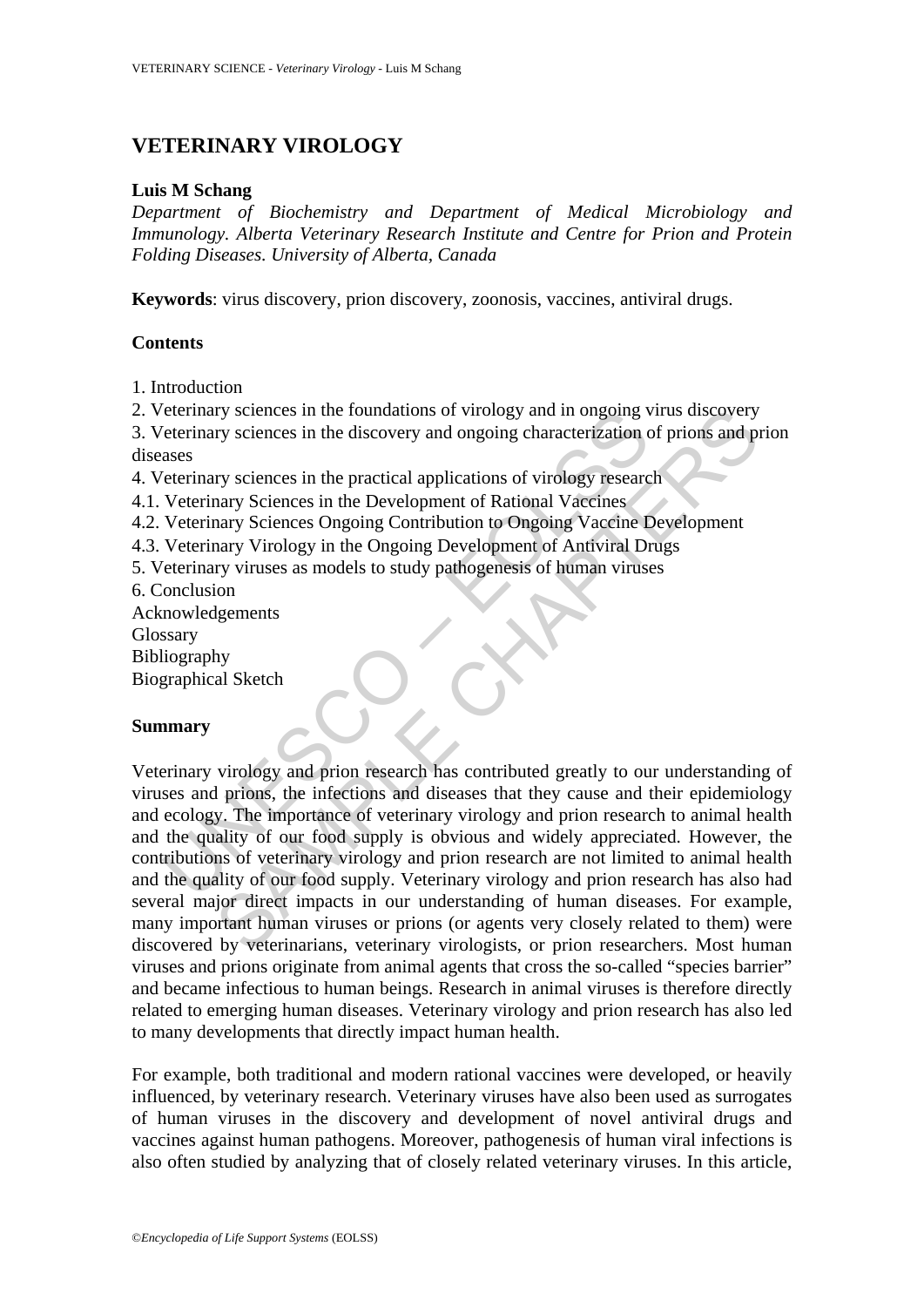# VETERINARY VIROLOGY

**Luis M Schang**

*Department of Biochemistry and Department of Medical Microbiology and Immunology. Alberta Veterinary Research Institute and Centre for Prion and Protein Folding Diseases. University of Alberta, Canada*

**Keywords**: virus discovery, prion discovery, zoonosis, vaccines, antiviral drugs.

## Contents

1. Introduction
2. Veterinary sciences in the foundations of virology and in ongoing virus discovery
3. Veterinary sciences in the discovery and ongoing characterization of prions and prion diseases
4. Veterinary sciences in the practical applications of virology research
4.1. Veterinary Sciences in the Development of Rational Vaccines
4.2. Veterinary Sciences Ongoing Contribution to Ongoing Vaccine Development
4.3. Veterinary Virology in the Ongoing Development of Antiviral Drugs
5. Veterinary viruses as models to study pathogenesis of human viruses
6. Conclusion

Acknowledgements
Glossary
Bibliography
Biographical Sketch

## Summary

Veterinary virology and prion research has contributed greatly to our understanding of viruses and prions, the infections and diseases that they cause and their epidemiology and ecology. The importance of veterinary virology and prion research to animal health and the quality of our food supply is obvious and widely appreciated. However, the contributions of veterinary virology and prion research are not limited to animal health and the quality of our food supply. Veterinary virology and prion research has also had several major direct impacts in our understanding of human diseases. For example, many important human viruses or prions (or agents very closely related to them) were discovered by veterinarians, veterinary virologists, or prion researchers. Most human viruses and prions originate from animal agents that cross the so-called "species barrier" and became infectious to human beings. Research in animal viruses is therefore directly related to emerging human diseases. Veterinary virology and prion research has also led to many developments that directly impact human health.

For example, both traditional and modern rational vaccines were developed, or heavily influenced, by veterinary research. Veterinary viruses have also been used as surrogates of human viruses in the discovery and development of novel antiviral drugs and vaccines against human pathogens. Moreover, pathogenesis of human viral infections is also often studied by analyzing that of closely related veterinary viruses. In this article,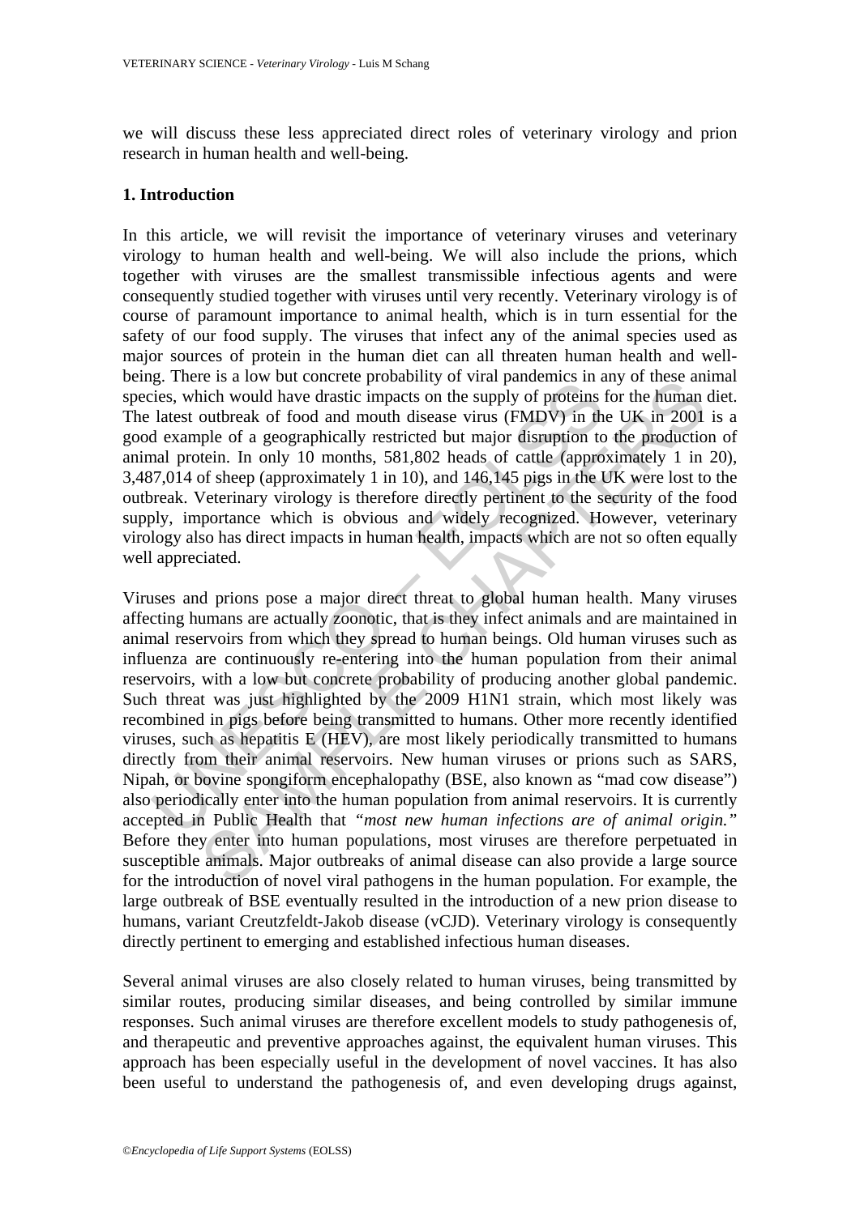we will discuss these less appreciated direct roles of veterinary virology and prion research in human health and well-being.

## 1. Introduction

In this article, we will revisit the importance of veterinary viruses and veterinary virology to human health and well-being. We will also include the prions, which together with viruses are the smallest transmissible infectious agents and were consequently studied together with viruses until very recently. Veterinary virology is of course of paramount importance to animal health, which is in turn essential for the safety of our food supply. The viruses that infect any of the animal species used as major sources of protein in the human diet can all threaten human health and well-being. There is a low but concrete probability of viral pandemics in any of these animal species, which would have drastic impacts on the supply of proteins for the human diet. The latest outbreak of food and mouth disease virus (FMDV) in the UK in 2001 is a good example of a geographically restricted but major disruption to the production of animal protein. In only 10 months, 581,802 heads of cattle (approximately 1 in 20), 3,487,014 of sheep (approximately 1 in 10), and 146,145 pigs in the UK were lost to the outbreak. Veterinary virology is therefore directly pertinent to the security of the food supply, importance which is obvious and widely recognized. However, veterinary virology also has direct impacts in human health, impacts which are not so often equally well appreciated.

Viruses and prions pose a major direct threat to global human health. Many viruses affecting humans are actually zoonotic, that is they infect animals and are maintained in animal reservoirs from which they spread to human beings. Old human viruses such as influenza are continuously re-entering into the human population from their animal reservoirs, with a low but concrete probability of producing another global pandemic. Such threat was just highlighted by the 2009 H1N1 strain, which most likely was recombined in pigs before being transmitted to humans. Other more recently identified viruses, such as hepatitis E (HEV), are most likely periodically transmitted to humans directly from their animal reservoirs. New human viruses or prions such as SARS, Nipah, or bovine spongiform encephalopathy (BSE, also known as "mad cow disease") also periodically enter into the human population from animal reservoirs. It is currently accepted in Public Health that *"most new human infections are of animal origin."* Before they enter into human populations, most viruses are therefore perpetuated in susceptible animals. Major outbreaks of animal disease can also provide a large source for the introduction of novel viral pathogens in the human population. For example, the large outbreak of BSE eventually resulted in the introduction of a new prion disease to humans, variant Creutzfeldt-Jakob disease (vCJD). Veterinary virology is consequently directly pertinent to emerging and established infectious human diseases.

Several animal viruses are also closely related to human viruses, being transmitted by similar routes, producing similar diseases, and being controlled by similar immune responses. Such animal viruses are therefore excellent models to study pathogenesis of, and therapeutic and preventive approaches against, the equivalent human viruses. This approach has been especially useful in the development of novel vaccines. It has also been useful to understand the pathogenesis of, and even developing drugs against,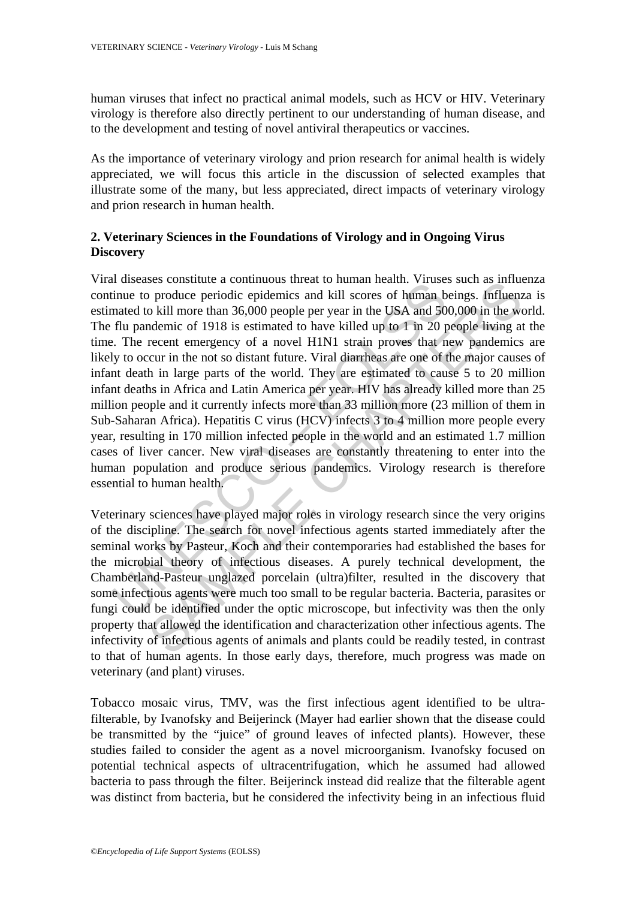human viruses that infect no practical animal models, such as HCV or HIV. Veterinary virology is therefore also directly pertinent to our understanding of human disease, and to the development and testing of novel antiviral therapeutics or vaccines.

As the importance of veterinary virology and prion research for animal health is widely appreciated, we will focus this article in the discussion of selected examples that illustrate some of the many, but less appreciated, direct impacts of veterinary virology and prion research in human health.

## 2. Veterinary Sciences in the Foundations of Virology and in Ongoing Virus Discovery

Viral diseases constitute a continuous threat to human health. Viruses such as influenza continue to produce periodic epidemics and kill scores of human beings. Influenza is estimated to kill more than 36,000 people per year in the USA and 500,000 in the world. The flu pandemic of 1918 is estimated to have killed up to 1 in 20 people living at the time. The recent emergency of a novel H1N1 strain proves that new pandemics are likely to occur in the not so distant future. Viral diarrheas are one of the major causes of infant death in large parts of the world. They are estimated to cause 5 to 20 million infant deaths in Africa and Latin America per year. HIV has already killed more than 25 million people and it currently infects more than 33 million more (23 million of them in Sub-Saharan Africa). Hepatitis C virus (HCV) infects 3 to 4 million more people every year, resulting in 170 million infected people in the world and an estimated 1.7 million cases of liver cancer. New viral diseases are constantly threatening to enter into the human population and produce serious pandemics. Virology research is therefore essential to human health.

Veterinary sciences have played major roles in virology research since the very origins of the discipline. The search for novel infectious agents started immediately after the seminal works by Pasteur, Koch and their contemporaries had established the bases for the microbial theory of infectious diseases. A purely technical development, the Chamberland-Pasteur unglazed porcelain (ultra)filter, resulted in the discovery that some infectious agents were much too small to be regular bacteria. Bacteria, parasites or fungi could be identified under the optic microscope, but infectivity was then the only property that allowed the identification and characterization other infectious agents. The infectivity of infectious agents of animals and plants could be readily tested, in contrast to that of human agents. In those early days, therefore, much progress was made on veterinary (and plant) viruses.

Tobacco mosaic virus, TMV, was the first infectious agent identified to be ultra-filterable, by Ivanofsky and Beijerinck (Mayer had earlier shown that the disease could be transmitted by the "juice" of ground leaves of infected plants). However, these studies failed to consider the agent as a novel microorganism. Ivanofsky focused on potential technical aspects of ultracentrifugation, which he assumed had allowed bacteria to pass through the filter. Beijerinck instead did realize that the filterable agent was distinct from bacteria, but he considered the infectivity being in an infectious fluid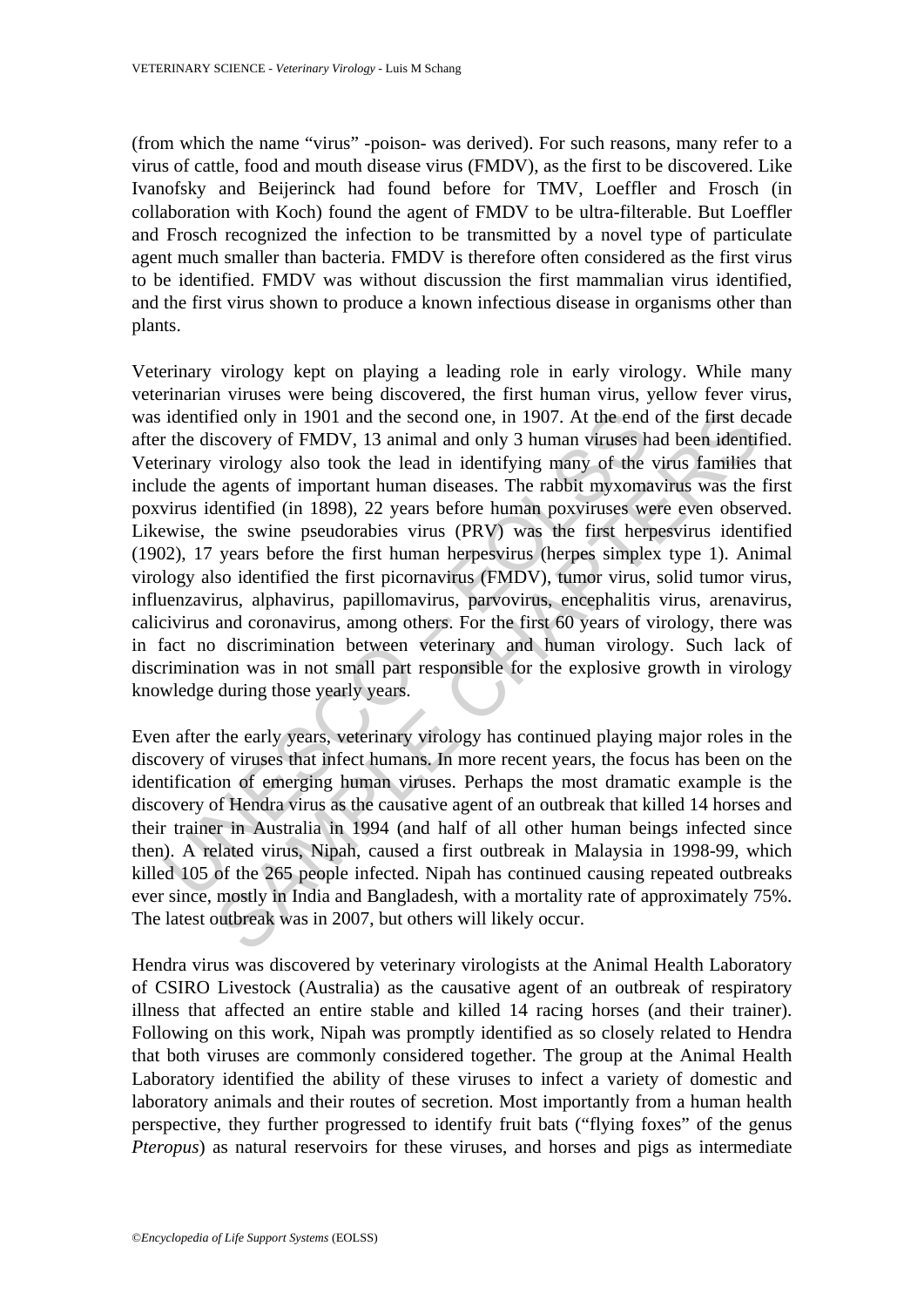(from which the name "virus" -poison- was derived). For such reasons, many refer to a virus of cattle, food and mouth disease virus (FMDV), as the first to be discovered. Like Ivanofsky and Beijerinck had found before for TMV, Loeffler and Frosch (in collaboration with Koch) found the agent of FMDV to be ultra-filterable. But Loeffler and Frosch recognized the infection to be transmitted by a novel type of particulate agent much smaller than bacteria. FMDV is therefore often considered as the first virus to be identified. FMDV was without discussion the first mammalian virus identified, and the first virus shown to produce a known infectious disease in organisms other than plants.

Veterinary virology kept on playing a leading role in early virology. While many veterinarian viruses were being discovered, the first human virus, yellow fever virus, was identified only in 1901 and the second one, in 1907. At the end of the first decade after the discovery of FMDV, 13 animal and only 3 human viruses had been identified. Veterinary virology also took the lead in identifying many of the virus families that include the agents of important human diseases. The rabbit myxomavirus was the first poxvirus identified (in 1898), 22 years before human poxviruses were even observed. Likewise, the swine pseudorabies virus (PRV) was the first herpesvirus identified (1902), 17 years before the first human herpesvirus (herpes simplex type 1). Animal virology also identified the first picornavirus (FMDV), tumor virus, solid tumor virus, influenzavirus, alphavirus, papillomavirus, parvovirus, encephalitis virus, arenavirus, calicivirus and coronavirus, among others. For the first 60 years of virology, there was in fact no discrimination between veterinary and human virology. Such lack of discrimination was in not small part responsible for the explosive growth in virology knowledge during those yearly years.

Even after the early years, veterinary virology has continued playing major roles in the discovery of viruses that infect humans. In more recent years, the focus has been on the identification of emerging human viruses. Perhaps the most dramatic example is the discovery of Hendra virus as the causative agent of an outbreak that killed 14 horses and their trainer in Australia in 1994 (and half of all other human beings infected since then). A related virus, Nipah, caused a first outbreak in Malaysia in 1998-99, which killed 105 of the 265 people infected. Nipah has continued causing repeated outbreaks ever since, mostly in India and Bangladesh, with a mortality rate of approximately 75%. The latest outbreak was in 2007, but others will likely occur.

Hendra virus was discovered by veterinary virologists at the Animal Health Laboratory of CSIRO Livestock (Australia) as the causative agent of an outbreak of respiratory illness that affected an entire stable and killed 14 racing horses (and their trainer). Following on this work, Nipah was promptly identified as so closely related to Hendra that both viruses are commonly considered together. The group at the Animal Health Laboratory identified the ability of these viruses to infect a variety of domestic and laboratory animals and their routes of secretion. Most importantly from a human health perspective, they further progressed to identify fruit bats ("flying foxes" of the genus *Pteropus*) as natural reservoirs for these viruses, and horses and pigs as intermediate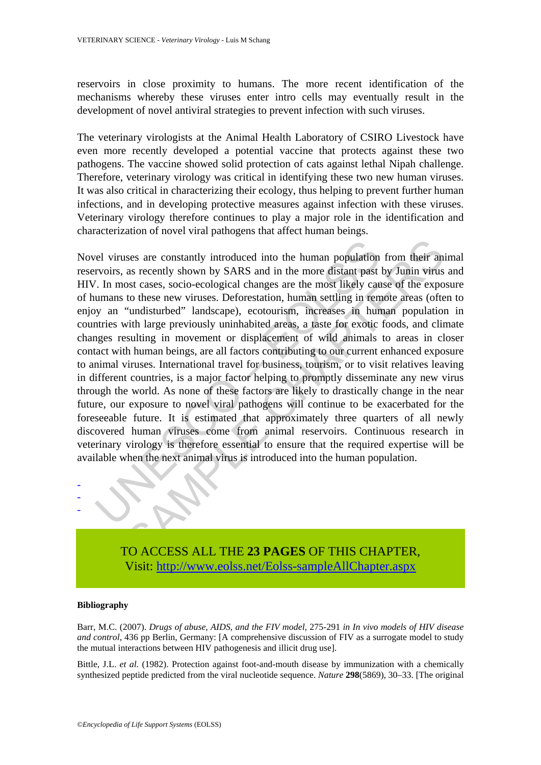reservoirs in close proximity to humans. The more recent identification of the mechanisms whereby these viruses enter intro cells may eventually result in the development of novel antiviral strategies to prevent infection with such viruses.

The veterinary virologists at the Animal Health Laboratory of CSIRO Livestock have even more recently developed a potential vaccine that protects against these two pathogens. The vaccine showed solid protection of cats against lethal Nipah challenge. Therefore, veterinary virology was critical in identifying these two new human viruses. It was also critical in characterizing their ecology, thus helping to prevent further human infections, and in developing protective measures against infection with these viruses. Veterinary virology therefore continues to play a major role in the identification and characterization of novel viral pathogens that affect human beings.

Novel viruses are constantly introduced into the human population from their animal reservoirs, as recently shown by SARS and in the more distant past by Junin virus and HIV. In most cases, socio-ecological changes are the most likely cause of the exposure of humans to these new viruses. Deforestation, human settling in remote areas (often to enjoy an "undisturbed" landscape), ecotourism, increases in human population in countries with large previously uninhabited areas, a taste for exotic foods, and climate changes resulting in movement or displacement of wild animals to areas in closer contact with human beings, are all factors contributing to our current enhanced exposure to animal viruses. International travel for business, tourism, or to visit relatives leaving in different countries, is a major factor helping to promptly disseminate any new virus through the world. As none of these factors are likely to drastically change in the near future, our exposure to novel viral pathogens will continue to be exacerbated for the foreseeable future. It is estimated that approximately three quarters of all newly discovered human viruses come from animal reservoirs. Continuous research in veterinary virology is therefore essential to ensure that the required expertise will be available when the next animal virus is introduced into the human population.

-
-
-

TO ACCESS ALL THE **23 PAGES** OF THIS CHAPTER,
Visit: http://www.eolss.net/Eolss-sampleAllChapter.aspx

#### Bibliography

Barr, M.C. (2007). *Drugs of abuse, AIDS, and the FIV model,* 275-291 *in In vivo models of HIV disease and control*, 436 pp Berlin, Germany: [A comprehensive discussion of FIV as a surrogate model to study the mutual interactions between HIV pathogenesis and illicit drug use].

Bittle, J.L. *et al.* (1982). Protection against foot-and-mouth disease by immunization with a chemically synthesized peptide predicted from the viral nucleotide sequence. *Nature* **298**(5869), 30–33. [The original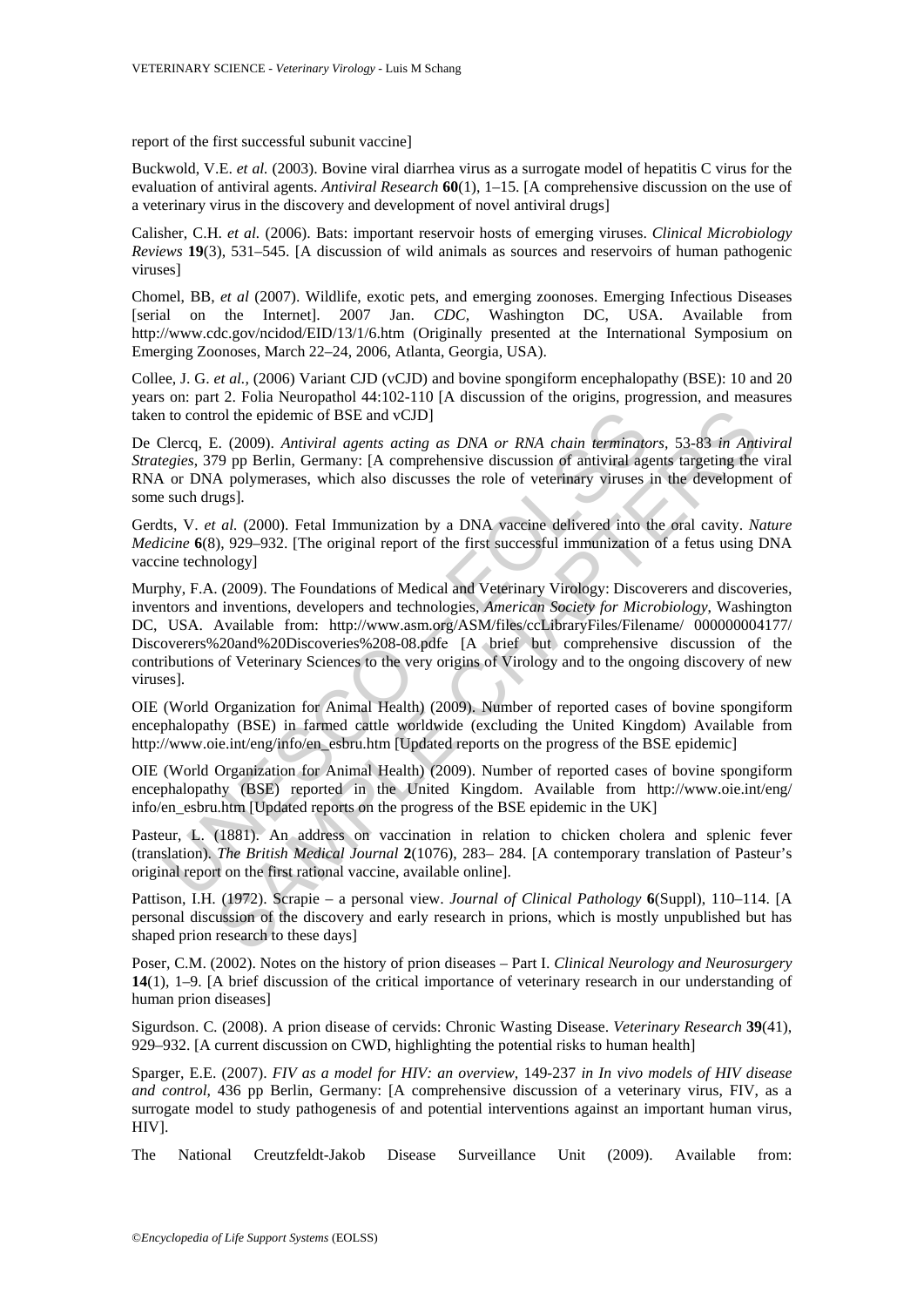report of the first successful subunit vaccine]

Buckwold, V.E. *et al.* (2003). Bovine viral diarrhea virus as a surrogate model of hepatitis C virus for the evaluation of antiviral agents. *Antiviral Research* **60**(1), 1–15. [A comprehensive discussion on the use of a veterinary virus in the discovery and development of novel antiviral drugs]

Calisher, C.H. *et al.* (2006). Bats: important reservoir hosts of emerging viruses. *Clinical Microbiology Reviews* **19**(3), 531–545. [A discussion of wild animals as sources and reservoirs of human pathogenic viruses]

Chomel, BB, *et al* (2007). Wildlife, exotic pets, and emerging zoonoses. Emerging Infectious Diseases [serial on the Internet]. 2007 Jan. *CDC*, Washington DC, USA. Available from http://www.cdc.gov/ncidod/EID/13/1/6.htm (Originally presented at the International Symposium on Emerging Zoonoses, March 22–24, 2006, Atlanta, Georgia, USA).

Collee, J. G. *et al.,* (2006) Variant CJD (vCJD) and bovine spongiform encephalopathy (BSE): 10 and 20 years on: part 2. Folia Neuropathol 44:102-110 [A discussion of the origins, progression, and measures taken to control the epidemic of BSE and vCJD]

De Clercq, E. (2009). *Antiviral agents acting as DNA or RNA chain terminators*, 53-83 *in Antiviral Strategies*, 379 pp Berlin, Germany: [A comprehensive discussion of antiviral agents targeting the viral RNA or DNA polymerases, which also discusses the role of veterinary viruses in the development of some such drugs].

Gerdts, V. *et al.* (2000). Fetal Immunization by a DNA vaccine delivered into the oral cavity. *Nature Medicine* **6**(8), 929–932. [The original report of the first successful immunization of a fetus using DNA vaccine technology]

Murphy, F.A. (2009). The Foundations of Medical and Veterinary Virology: Discoverers and discoveries, inventors and inventions, developers and technologies, *American Society for Microbiology*, Washington DC, USA. Available from: http://www.asm.org/ASM/files/ccLibraryFiles/Filename/ 000000004177/ Discoverers%20and%20Discoveries%208-08.pdfe [A brief but comprehensive discussion of the contributions of Veterinary Sciences to the very origins of Virology and to the ongoing discovery of new viruses].

OIE (World Organization for Animal Health) (2009). Number of reported cases of bovine spongiform encephalopathy (BSE) in farmed cattle worldwide (excluding the United Kingdom) Available from http://www.oie.int/eng/info/en_esbru.htm [Updated reports on the progress of the BSE epidemic]

OIE (World Organization for Animal Health) (2009). Number of reported cases of bovine spongiform encephalopathy (BSE) reported in the United Kingdom. Available from http://www.oie.int/eng/ info/en_esbru.htm [Updated reports on the progress of the BSE epidemic in the UK]

Pasteur, L. (1881). An address on vaccination in relation to chicken cholera and splenic fever (translation). *The British Medical Journal* **2**(1076), 283– 284. [A contemporary translation of Pasteur's original report on the first rational vaccine, available online].

Pattison, I.H. (1972). Scrapie – a personal view. *Journal of Clinical Pathology* **6**(Suppl), 110–114. [A personal discussion of the discovery and early research in prions, which is mostly unpublished but has shaped prion research to these days]

Poser, C.M. (2002). Notes on the history of prion diseases – Part I. *Clinical Neurology and Neurosurgery* **14**(1), 1–9. [A brief discussion of the critical importance of veterinary research in our understanding of human prion diseases]

Sigurdson. C. (2008). A prion disease of cervids: Chronic Wasting Disease. *Veterinary Research* **39**(41), 929–932. [A current discussion on CWD, highlighting the potential risks to human health]

Sparger, E.E. (2007). *FIV as a model for HIV: an overview,* 149-237 *in In vivo models of HIV disease and control*, 436 pp Berlin, Germany: [A comprehensive discussion of a veterinary virus, FIV, as a surrogate model to study pathogenesis of and potential interventions against an important human virus, HIV].

The National Creutzfeldt-Jakob Disease Surveillance Unit (2009). Available from: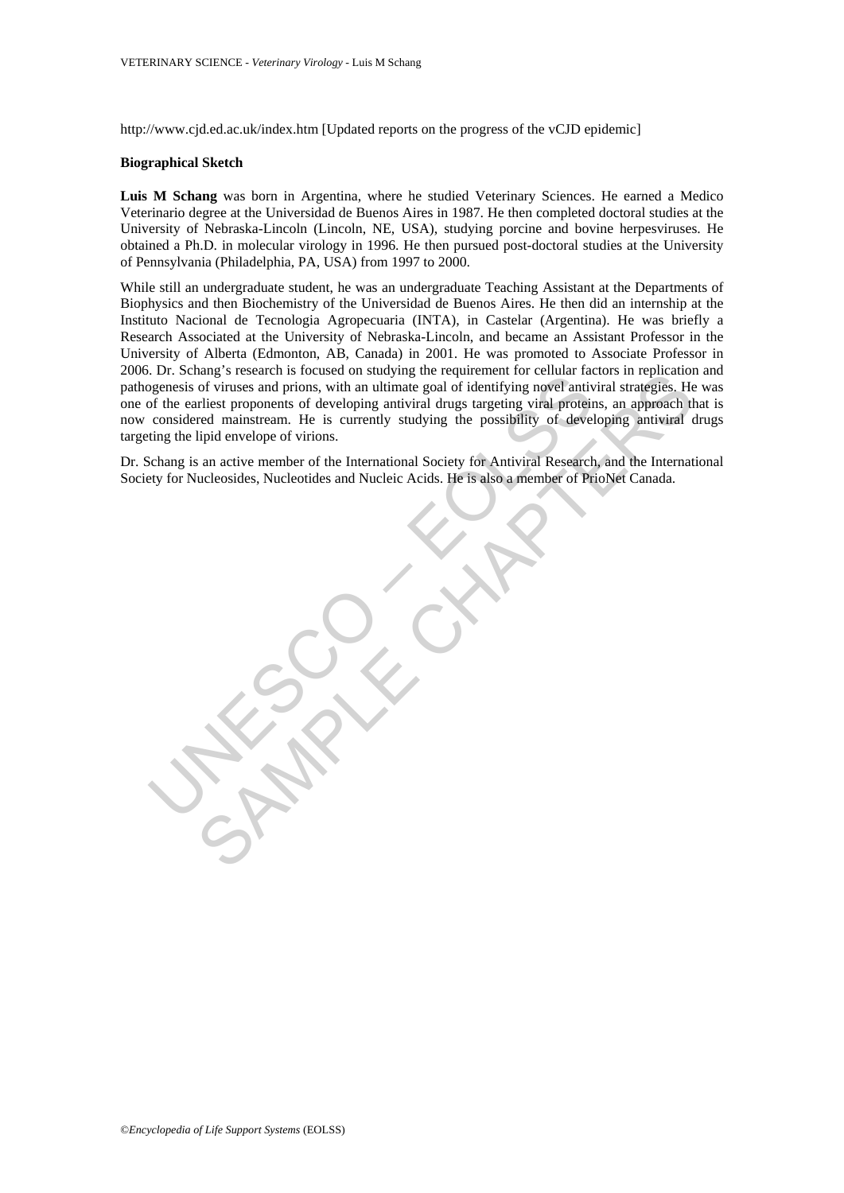http://www.cjd.ed.ac.uk/index.htm [Updated reports on the progress of the vCJD epidemic]

**Biographical Sketch**

**Luis M Schang** was born in Argentina, where he studied Veterinary Sciences. He earned a Medico Veterinario degree at the Universidad de Buenos Aires in 1987. He then completed doctoral studies at the University of Nebraska-Lincoln (Lincoln, NE, USA), studying porcine and bovine herpesviruses. He obtained a Ph.D. in molecular virology in 1996. He then pursued post-doctoral studies at the University of Pennsylvania (Philadelphia, PA, USA) from 1997 to 2000.

While still an undergraduate student, he was an undergraduate Teaching Assistant at the Departments of Biophysics and then Biochemistry of the Universidad de Buenos Aires. He then did an internship at the Instituto Nacional de Tecnologia Agropecuaria (INTA), in Castelar (Argentina). He was briefly a Research Associated at the University of Nebraska-Lincoln, and became an Assistant Professor in the University of Alberta (Edmonton, AB, Canada) in 2001. He was promoted to Associate Professor in 2006. Dr. Schang's research is focused on studying the requirement for cellular factors in replication and pathogenesis of viruses and prions, with an ultimate goal of identifying novel antiviral strategies. He was one of the earliest proponents of developing antiviral drugs targeting viral proteins, an approach that is now considered mainstream. He is currently studying the possibility of developing antiviral drugs targeting the lipid envelope of virions.

Dr. Schang is an active member of the International Society for Antiviral Research, and the International Society for Nucleosides, Nucleotides and Nucleic Acids. He is also a member of PrioNet Canada.